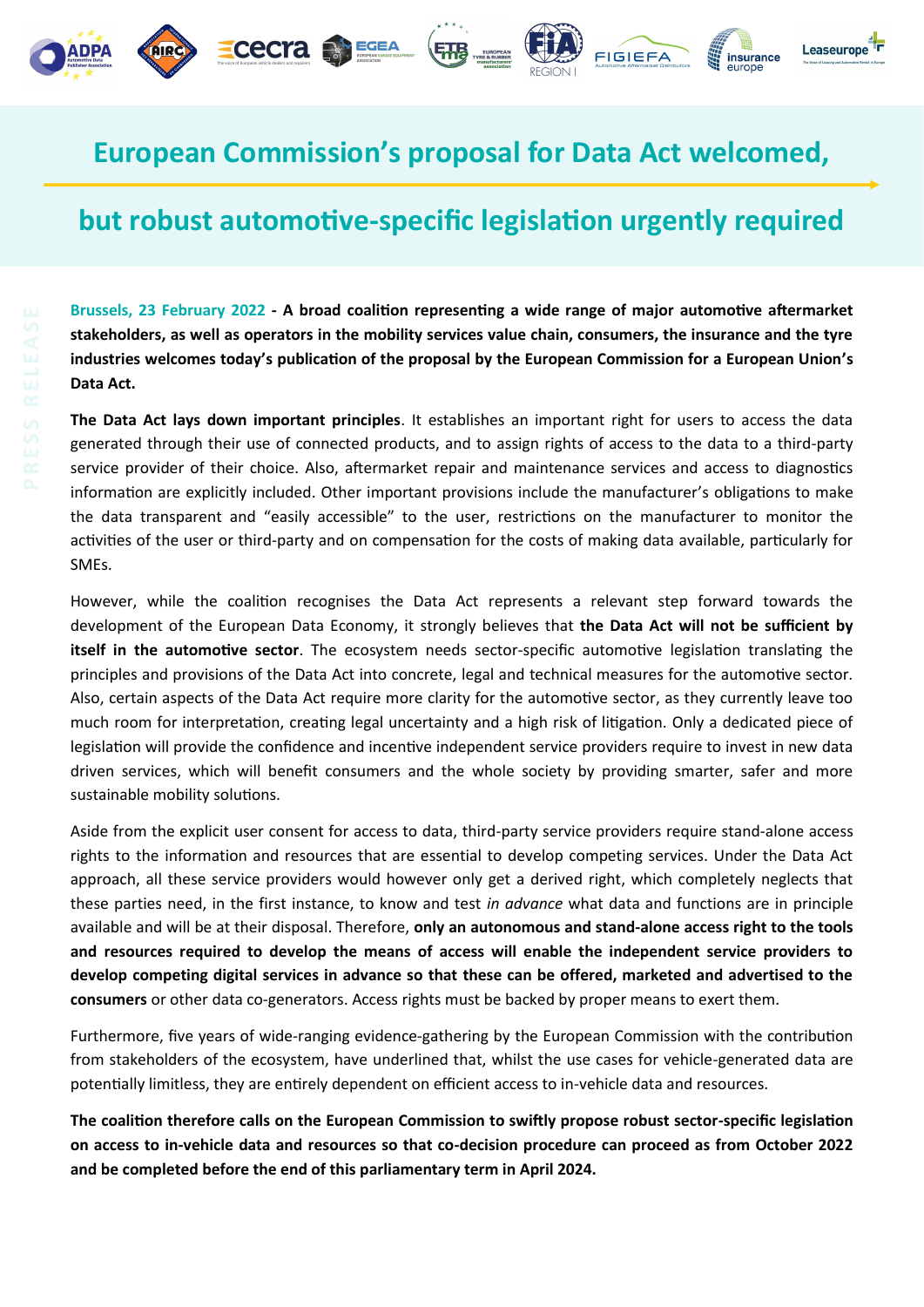# European Commission's proposal for Data Act welcomed,

# but robust automotive-specific legislation urgently required

**Brussels, 23 February 2022 - A broad coalition representing a wide range of major automotive aftermarket stakeholders, as well as operators in the mobility services value chain, consumers, the insurance and the tyre industries welcomes today's publication of the proposal by the European Commission for a European Union's Data Act.**

**The Data Act lays down important principles**. It establishes an important right for users to access the data generated through their use of connected products, and to assign rights of access to the data to a third-party service provider of their choice. Also, aftermarket repair and maintenance services and access to diagnostics information are explicitly included. Other important provisions include the manufacturer's obligations to make the data transparent and "easily accessible" to the user, restrictions on the manufacturer to monitor the activities of the user or third-party and on compensation for the costs of making data available, particularly for SMEs.

However, while the coalition recognises the Data Act represents a relevant step forward towards the development of the European Data Economy, it strongly believes that **the Data Act will not be sufficient by itself in the automotive sector**. The ecosystem needs sector-specific automotive legislation translating the principles and provisions of the Data Act into concrete, legal and technical measures for the automotive sector. Also, certain aspects of the Data Act require more clarity for the automotive sector, as they currently leave too much room for interpretation, creating legal uncertainty and a high risk of litigation. Only a dedicated piece of legislation will provide the confidence and incentive independent service providers require to invest in new data driven services, which will benefit consumers and the whole society by providing smarter, safer and more sustainable mobility solutions.

Aside from the explicit user consent for access to data, third-party service providers require stand-alone access rights to the information and resources that are essential to develop competing services. Under the Data Act approach, all these service providers would however only get a derived right, which completely neglects that these parties need, in the first instance, to know and test *in advance* what data and functions are in principle available and will be at their disposal. Therefore, **only an autonomous and stand-alone access right to the tools and resources required to develop the means of access will enable the independent service providers to develop competing digital services in advance so that these can be offered, marketed and advertised to the consumers** or other data co-generators. Access rights must be backed by proper means to exert them.

Furthermore, five years of wide-ranging evidence-gathering by the European Commission with the contribution from stakeholders of the ecosystem, have underlined that, whilst the use cases for vehicle-generated data are potentially limitless, they are entirely dependent on efficient access to in-vehicle data and resources.

**The coalition therefore calls on the European Commission to swiftly propose robust sector-specific legislation on access to in-vehicle data and resources so that co-decision procedure can proceed as from October 2022 and be completed before the end of this parliamentary term in April 2024.**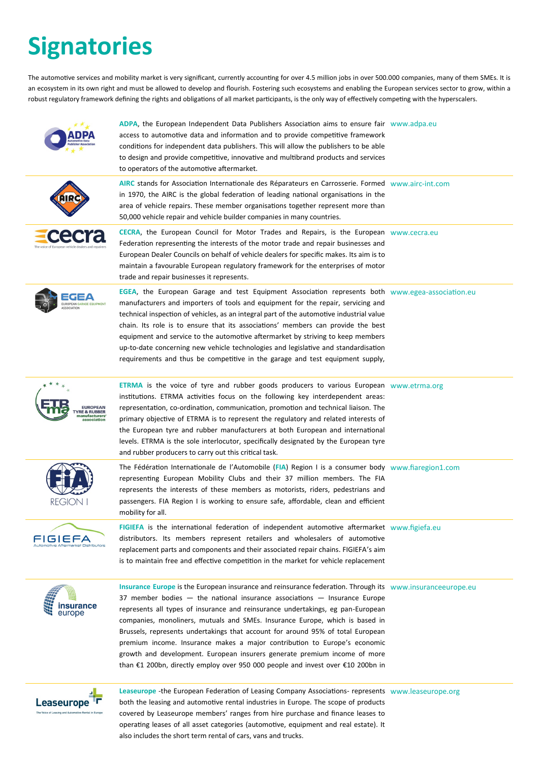# Signatories

The automotive services and mobility market is very significant, currently accounting for over 4.5 million jobs in over 500.000 companies, many of them SMEs. It is an ecosystem in its own right and must be allowed to develop and flourish. Fostering such ecosystems and enabling the European services sector to grow, within a robust regulatory framework defining the rights and obligations of all market participants, is the only way of effectively competing with the hyperscalers.

**ADPA**, the European Independent Data Publishers Association aims to ensure fair access to automotive data and information and to provide competitive framework conditions for independent data publishers. This will allow the publishers to be able to design and provide competitive, innovative and multibrand products and services to operators of the automotive aftermarket.

www.adpa.eu

**AIRC** stands for Association Internationale des Réparateurs en Carrosserie. Formed in 1970, the AIRC is the global federation of leading national organisations in the area of vehicle repairs. These member organisations together represent more than 50,000 vehicle repair and vehicle builder companies in many countries.

www.airc-int.com

**CECRA**, the European Council for Motor Trades and Repairs, is the European Federation representing the interests of the motor trade and repair businesses and European Dealer Councils on behalf of vehicle dealers for specific makes. Its aim is to maintain a favourable European regulatory framework for the enterprises of motor trade and repair businesses it represents.

www.cecra.eu

**EGEA**, the European Garage and test Equipment Association represents both manufacturers and importers of tools and equipment for the repair, servicing and technical inspection of vehicles, as an integral part of the automotive industrial value chain. Its role is to ensure that its associations' members can provide the best equipment and service to the automotive aftermarket by striving to keep members up-to-date concerning new vehicle technologies and legislative and standardisation requirements and thus be competitive in the garage and test equipment supply,

www.egea-association.eu

**ETRMA** is the voice of tyre and rubber goods producers to various European institutions. ETRMA activities focus on the following key interdependent areas: representation, co-ordination, communication, promotion and technical liaison. The primary objective of ETRMA is to represent the regulatory and related interests of the European tyre and rubber manufacturers at both European and international levels. ETRMA is the sole interlocutor, specifically designated by the European tyre and rubber producers to carry out this critical task.

www.etrma.org

The Fédération Internationale de l'Automobile (**FIA**) Region I is a consumer body representing European Mobility Clubs and their 37 million members. The FIA represents the interests of these members as motorists, riders, pedestrians and passengers. FIA Region I is working to ensure safe, affordable, clean and efficient mobility for all.

www.fiaregion1.com

**FIGIEFA** is the international federation of independent automotive aftermarket distributors. Its members represent retailers and wholesalers of automotive replacement parts and components and their associated repair chains. FIGIEFA's aim is to maintain free and effective competition in the market for vehicle replacement

www.figiefa.eu

**Insurance Europe** is the European insurance and reinsurance federation. Through its 37 member bodies — the national insurance associations — Insurance Europe represents all types of insurance and reinsurance undertakings, eg pan-European companies, monoliners, mutuals and SMEs. Insurance Europe, which is based in Brussels, represents undertakings that account for around 95% of total European premium income. Insurance makes a major contribution to Europe's economic growth and development. European insurers generate premium income of more than €1 200bn, directly employ over 950 000 people and invest over €10 200bn in

www.insuranceeurope.eu

**Leaseurope** -the European Federation of Leasing Company Associations- represents both the leasing and automotive rental industries in Europe. The scope of products covered by Leaseurope members' ranges from hire purchase and finance leases to operating leases of all asset categories (automotive, equipment and real estate). It also includes the short term rental of cars, vans and trucks.

www.leaseurope.org